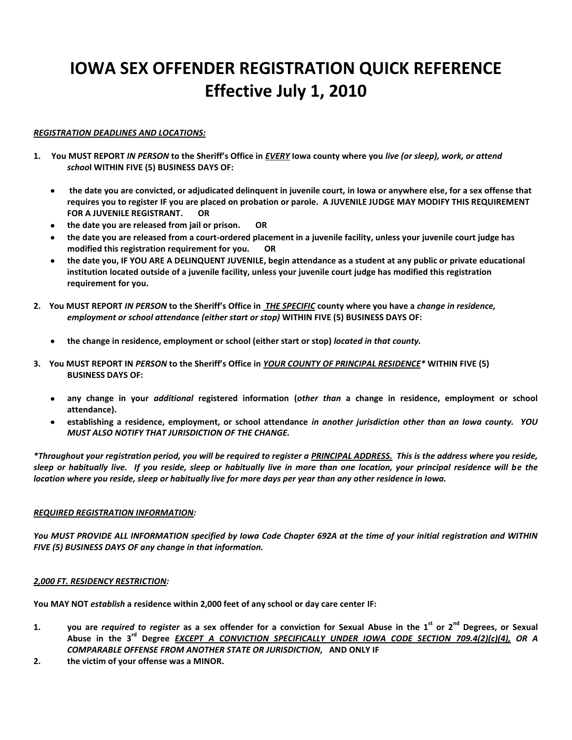# IOWA SEX OFFENDER REGISTRATION QUICK REFERENCE
# Effective July 1, 2010

***REGISTRATION DEADLINES AND LOCATIONS:***

1. **You MUST REPORT *IN PERSON* to the Sheriff's Office in *EVERY* Iowa county where you *live (or sleep), work, or attend school* WITHIN FIVE (5) BUSINESS DAYS OF:**

   - **the date you are convicted, or adjudicated delinquent in juvenile court, in Iowa or anywhere else, for a sex offense that requires you to register IF you are placed on probation or parole. A JUVENILE JUDGE MAY MODIFY THIS REQUIREMENT FOR A JUVENILE REGISTRANT. OR**
   - **the date you are released from jail or prison. OR**
   - **the date you are released from a court-ordered placement in a juvenile facility, unless your juvenile court judge has modified this registration requirement for you. OR**
   - **the date you, IF YOU ARE A DELINQUENT JUVENILE, begin attendance as a student at any public or private educational institution located outside of a juvenile facility, unless your juvenile court judge has modified this registration requirement for you.**

2. **You MUST REPORT *IN PERSON* to the Sheriff's Office in *THE SPECIFIC* county where you have a *change in residence, employment or school attendance (either start or stop)* WITHIN FIVE (5) BUSINESS DAYS OF:**

   - **the change in residence, employment or school (either start or stop) *located in that county.***

3. **You MUST REPORT IN *PERSON* to the Sheriff's Office in *YOUR COUNTY OF PRINCIPAL RESIDENCE** WITHIN FIVE (5) BUSINESS DAYS OF:**

   - **any change in your *additional* registered information (*other than* a change in residence, employment or school attendance).**
   - **establishing a residence, employment, or school attendance *in another jurisdiction other than an Iowa county. YOU MUST ALSO NOTIFY THAT JURISDICTION OF THE CHANGE.***

***\*Throughout your registration period, you will be required to register a PRINCIPAL ADDRESS. This is the address where you reside, sleep or habitually live. If you reside, sleep or habitually live in more than one location, your principal residence will be the location where you reside, sleep or habitually live for more days per year than any other residence in Iowa.***

***REQUIRED REGISTRATION INFORMATION:***

***You MUST PROVIDE ALL INFORMATION specified by Iowa Code Chapter 692A at the time of your initial registration and WITHIN FIVE (5) BUSINESS DAYS OF any change in that information.***

***2,000 FT. RESIDENCY RESTRICTION:***

**You MAY NOT *establish* a residence within 2,000 feet of any school or day care center IF:**

1. **you are *required to register* as a sex offender for a conviction for Sexual Abuse in the 1st or 2nd Degrees, or Sexual Abuse in the 3rd Degree *EXCEPT A CONVICTION SPECIFICALLY UNDER IOWA CODE SECTION 709.4(2)(c)(4), OR A COMPARABLE OFFENSE FROM ANOTHER STATE OR JURISDICTION,* AND ONLY IF**
2. **the victim of your offense was a MINOR.**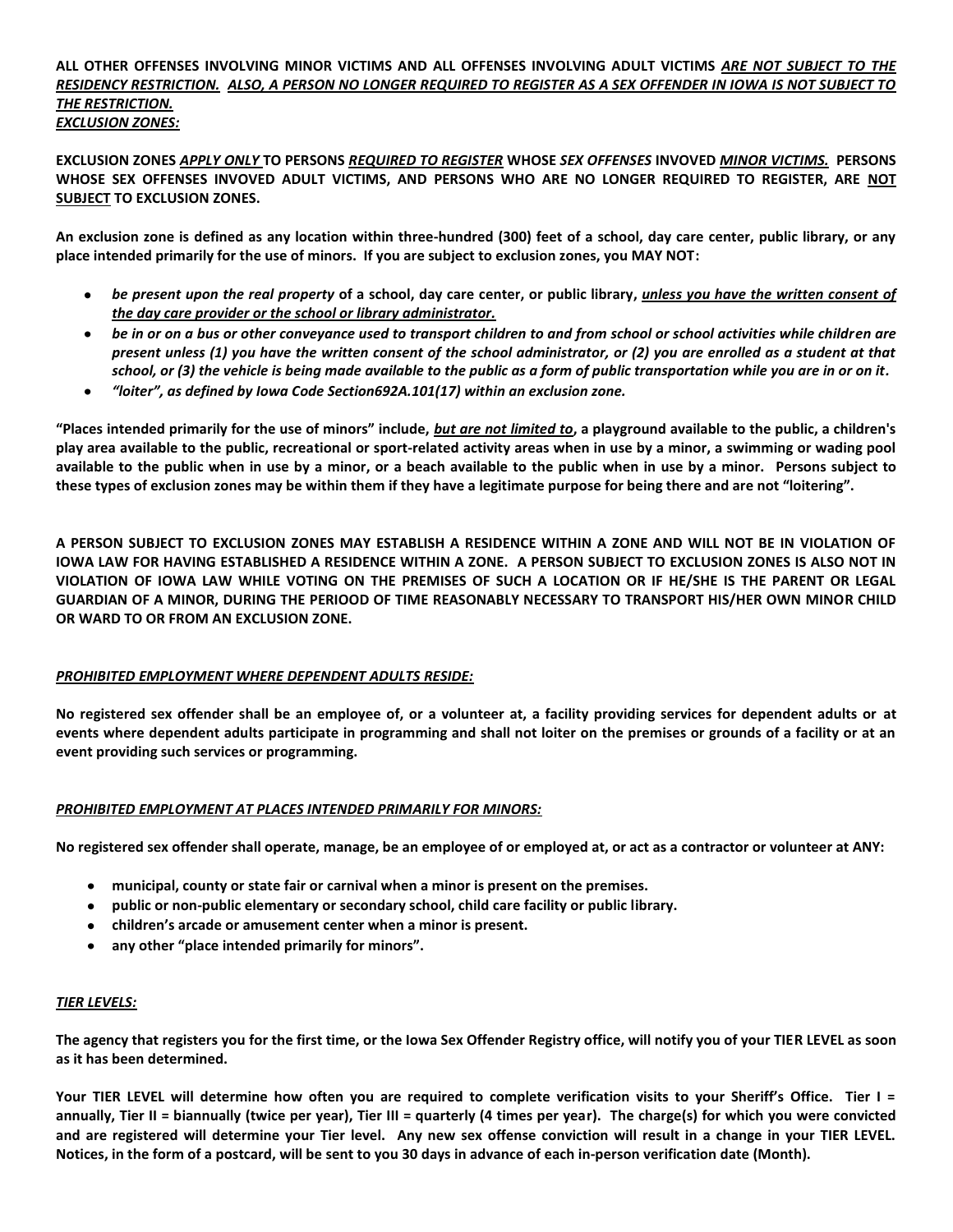**ALL OTHER OFFENSES INVOLVING MINOR VICTIMS AND ALL OFFENSES INVOLVING ADULT VICTIMS *ARE NOT SUBJECT TO THE RESIDENCY RESTRICTION.* *ALSO, A PERSON NO LONGER REQUIRED TO REGISTER AS A SEX OFFENDER IN IOWA IS NOT SUBJECT TO THE RESTRICTION.***

***EXCLUSION ZONES:***

**EXCLUSION ZONES *APPLY ONLY* TO PERSONS *REQUIRED TO REGISTER* WHOSE *SEX OFFENSES* INVOVED *MINOR VICTIMS.* PERSONS WHOSE SEX OFFENSES INVOVED ADULT VICTIMS, AND PERSONS WHO ARE NO LONGER REQUIRED TO REGISTER, ARE NOT SUBJECT TO EXCLUSION ZONES.**

**An exclusion zone is defined as any location within three-hundred (300) feet of a school, day care center, public library, or any place intended primarily for the use of minors. If you are subject to exclusion zones, you MAY NOT:**

- ***be present upon the real property* of a school, day care center, or public library, *unless you have the written consent of the day care provider or the school or library administrator.***
- ***be in or on a bus or other conveyance used to transport children to and from school or school activities while children are present unless (1) you have the written consent of the school administrator, or (2) you are enrolled as a student at that school, or (3) the vehicle is being made available to the public as a form of public transportation while you are in or on it.***
- ***"loiter", as defined by Iowa Code Section692A.101(17) within an exclusion zone.***

**"Places intended primarily for the use of minors" include, *but are not limited to*, a playground available to the public, a children's play area available to the public, recreational or sport-related activity areas when in use by a minor, a swimming or wading pool available to the public when in use by a minor, or a beach available to the public when in use by a minor. Persons subject to these types of exclusion zones may be within them if they have a legitimate purpose for being there and are not "loitering".**

**A PERSON SUBJECT TO EXCLUSION ZONES MAY ESTABLISH A RESIDENCE WITHIN A ZONE AND WILL NOT BE IN VIOLATION OF IOWA LAW FOR HAVING ESTABLISHED A RESIDENCE WITHIN A ZONE. A PERSON SUBJECT TO EXCLUSION ZONES IS ALSO NOT IN VIOLATION OF IOWA LAW WHILE VOTING ON THE PREMISES OF SUCH A LOCATION OR IF HE/SHE IS THE PARENT OR LEGAL GUARDIAN OF A MINOR, DURING THE PERIOOD OF TIME REASONABLY NECESSARY TO TRANSPORT HIS/HER OWN MINOR CHILD OR WARD TO OR FROM AN EXCLUSION ZONE.**

***PROHIBITED EMPLOYMENT WHERE DEPENDENT ADULTS RESIDE:***

**No registered sex offender shall be an employee of, or a volunteer at, a facility providing services for dependent adults or at events where dependent adults participate in programming and shall not loiter on the premises or grounds of a facility or at an event providing such services or programming.**

***PROHIBITED EMPLOYMENT AT PLACES INTENDED PRIMARILY FOR MINORS:***

**No registered sex offender shall operate, manage, be an employee of or employed at, or act as a contractor or volunteer at ANY:**

- **municipal, county or state fair or carnival when a minor is present on the premises.**
- **public or non-public elementary or secondary school, child care facility or public library.**
- **children's arcade or amusement center when a minor is present.**
- **any other "place intended primarily for minors".**

***TIER LEVELS:***

**The agency that registers you for the first time, or the Iowa Sex Offender Registry office, will notify you of your TIER LEVEL as soon as it has been determined.**

**Your TIER LEVEL will determine how often you are required to complete verification visits to your Sheriff's Office. Tier I = annually, Tier II = biannually (twice per year), Tier III = quarterly (4 times per year). The charge(s) for which you were convicted and are registered will determine your Tier level. Any new sex offense conviction will result in a change in your TIER LEVEL. Notices, in the form of a postcard, will be sent to you 30 days in advance of each in-person verification date (Month).**